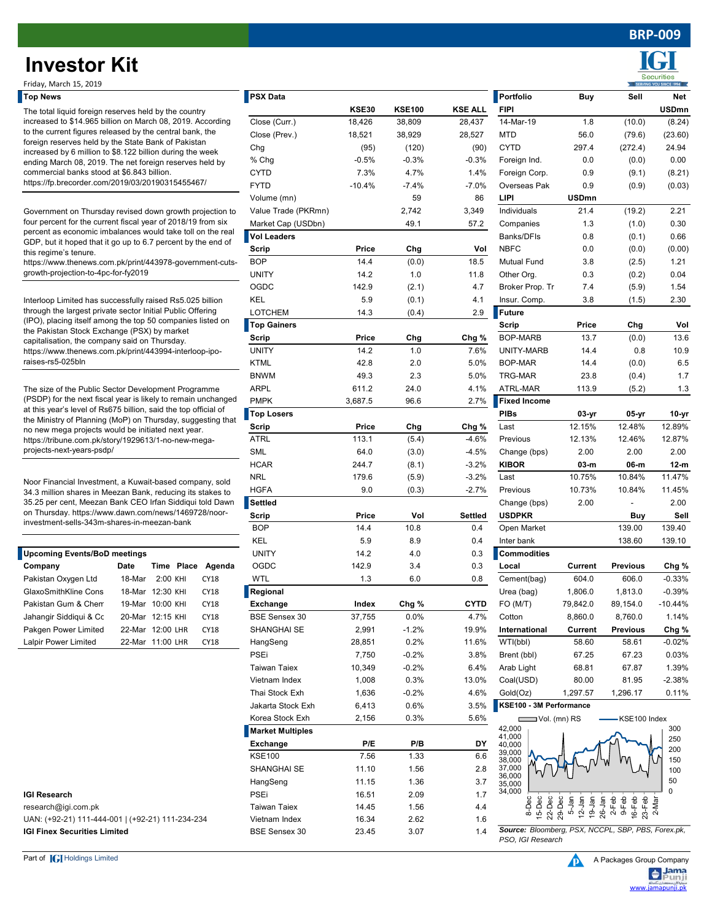# Investor Kit

Friday, March 15, 2019

## Top News

The total liquid foreign reserves held by the country increased to $14.965 billion on March 08, 2019. According to the current figures released by the central bank, the foreign reserves held by the State Bank of Pakistan increased by 6 million to $8.122 billion during the week ending March 08, 2019. The net foreign reserves held by commercial banks stood at $6.843 billion. https://fp.brecorder.com/2019/03/20190315455467/

Government on Thursday revised down growth projection to four percent for the current fiscal year of 2018/19 from six percent as economic imbalances would take toll on the real GDP, but it hoped that it go up to 6.7 percent by the end of this regime's tenure. https://www.thenews.com.pk/print/443978-government-cuts-growth-projection-to-4pc-for-fy2019

Interloop Limited has successfully raised Rs5.025 billion through the largest private sector Initial Public Offering (IPO), placing itself among the top 50 companies listed on the Pakistan Stock Exchange (PSX) by market capitalisation, the company said on Thursday. https://www.thenews.com.pk/print/443994-interloop-ipo-raises-rs5-025bln

The size of the Public Sector Development Programme (PSDP) for the next fiscal year is likely to remain unchanged at this year's level of Rs675 billion, said the top official of the Ministry of Planning (MoP) on Thursday, suggesting that no new mega projects would be initiated next year. https://tribune.com.pk/story/1929613/1-no-new-mega-projects-next-years-psdp/

Noor Financial Investment, a Kuwait-based company, sold 34.3 million shares in Meezan Bank, reducing its stakes to 35.25 per cent, Meezan Bank CEO Irfan Siddiqui told Dawn on Thursday. https://www.dawn.com/news/1469728/noor-investment-sells-343m-shares-in-meezan-bank

## Upcoming Events/BoD meetings

| Company | Date | Time | Place | Agenda |
|---|---|---|---|---|
| Pakistan Oxygen Ltd | 18-Mar | 2:00 | KHI | CY18 |
| GlaxoSmithKline Cons | 18-Mar | 12:30 | KHI | CY18 |
| Pakistan Gum & Chem | 19-Mar | 10:00 | KHI | CY18 |
| Jahangir Siddiqui & Co | 20-Mar | 12:15 | KHI | CY18 |
| Pakgen Power Limited | 22-Mar | 12:00 | LHR | CY18 |
| Lalpir Power Limited | 22-Mar | 11:00 | LHR | CY18 |

## PSX Data

| | KSE30 | KSE100 | KSE ALL |
|---|---|---|---|
| Close (Curr.) | 18,426 | 38,809 | 28,437 |
| Close (Prev.) | 18,521 | 38,929 | 28,527 |
| Chg | (95) | (120) | (90) |
| % Chg | -0.5% | -0.3% | -0.3% |
| CYTD | 7.3% | 4.7% | 1.4% |
| FYTD | -10.4% | -7.4% | -7.0% |
| Volume (mn) | | 59 | 86 |
| Value Trade (PKRmn) | | 2,742 | 3,349 |
| Market Cap (USDbn) | | 49.1 | 57.2 |

### Vol Leaders

| Scrip | Price | Chg | Vol |
|---|---|---|---|
| BOP | 14.4 | (0.0) | 18.5 |
| UNITY | 14.2 | 1.0 | 11.8 |
| OGDC | 142.9 | (2.1) | 4.7 |
| KEL | 5.9 | (0.1) | 4.1 |
| LOTCHEM | 14.3 | (0.4) | 2.9 |

### Top Gainers

| Scrip | Price | Chg | Chg % |
|---|---|---|---|
| UNITY | 14.2 | 1.0 | 7.6% |
| KTML | 42.8 | 2.0 | 5.0% |
| BNWM | 49.3 | 2.3 | 5.0% |
| ARPL | 611.2 | 24.0 | 4.1% |
| PMPK | 3,687.5 | 96.6 | 2.7% |

### Top Losers

| Scrip | Price | Chg | Chg % |
|---|---|---|---|
| ATRL | 113.1 | (5.4) | -4.6% |
| SML | 64.0 | (3.0) | -4.5% |
| HCAR | 244.7 | (8.1) | -3.2% |
| NRL | 179.6 | (5.9) | -3.2% |
| HGFA | 9.0 | (0.3) | -2.7% |

### Settled

| Scrip | Price | Vol | Settled |
|---|---|---|---|
| BOP | 14.4 | 10.8 | 0.4 |
| KEL | 5.9 | 8.9 | 0.4 |
| UNITY | 14.2 | 4.0 | 0.3 |
| OGDC | 142.9 | 3.4 | 0.3 |
| WTL | 1.3 | 6.0 | 0.8 |

### Regional

| Exchange | Index | Chg % | CYTD |
|---|---|---|---|
| BSE Sensex 30 | 37,755 | 0.0% | 4.7% |
| SHANGHAI SE | 2,991 | -1.2% | 19.9% |
| HangSeng | 28,851 | 0.2% | 11.6% |
| PSEi | 7,750 | -0.2% | 3.8% |
| Taiwan Taiex | 10,349 | -0.2% | 6.4% |
| Vietnam Index | 1,008 | 0.3% | 13.0% |
| Thai Stock Exh | 1,636 | -0.2% | 4.6% |
| Jakarta Stock Exh | 6,413 | 0.6% | 3.5% |
| Korea Stock Exh | 2,156 | 0.3% | 5.6% |

### Market Multiples

| Exchange | P/E | P/B | DY |
|---|---|---|---|
| KSE100 | 7.56 | 1.33 | 6.6 |
| SHANGHAI SE | 11.10 | 1.56 | 2.8 |
| HangSeng | 11.15 | 1.36 | 3.7 |
| PSEi | 16.51 | 2.09 | 1.7 |
| Taiwan Taiex | 14.45 | 1.56 | 4.4 |
| Vietnam Index | 16.34 | 2.62 | 1.6 |
| BSE Sensex 30 | 23.45 | 3.07 | 1.4 |

## Portfolio

| Portfolio | Buy | Sell | Net |
|---|---|---|---|
| **FIPI** | | | **USDmn** |
| 14-Mar-19 | 1.8 | (10.0) | (8.24) |
| MTD | 56.0 | (79.6) | (23.60) |
| CYTD | 297.4 | (272.4) | 24.94 |
| Foreign Ind. | 0.0 | (0.0) | 0.00 |
| Foreign Corp. | 0.9 | (9.1) | (8.21) |
| Overseas Pak | 0.9 | (0.9) | (0.03) |
| **LIPI** | **USDmn** | | |
| Individuals | 21.4 | (19.2) | 2.21 |
| Companies | 1.3 | (1.0) | 0.30 |
| Banks/DFIs | 0.8 | (0.1) | 0.66 |
| NBFC | 0.0 | (0.0) | (0.00) |
| Mutual Fund | 3.8 | (2.5) | 1.21 |
| Other Org. | 0.3 | (0.2) | 0.04 |
| Broker Prop. Tr | 7.4 | (5.9) | 1.54 |
| Insur. Comp. | 3.8 | (1.5) | 2.30 |

### Future

| Scrip | Price | Chg | Vol |
|---|---|---|---|
| BOP-MARB | 13.7 | (0.0) | 13.6 |
| UNITY-MARB | 14.4 | 0.8 | 10.9 |
| BOP-MAR | 14.4 | (0.0) | 6.5 |
| TRG-MAR | 23.8 | (0.4) | 1.7 |
| ATRL-MAR | 113.9 | (5.2) | 1.3 |

### Fixed Income

| PIBs | 03-yr | 05-yr | 10-yr |
|---|---|---|---|
| Last | 12.15% | 12.48% | 12.89% |
| Previous | 12.13% | 12.46% | 12.87% |
| Change (bps) | 2.00 | 2.00 | 2.00 |

| KIBOR | 03-m | 06-m | 12-m |
|---|---|---|---|
| Last | 10.75% | 10.84% | 11.47% |
| Previous | 10.73% | 10.84% | 11.45% |
| Change (bps) | 2.00 | - | 2.00 |

| USDPKR | Buy | Sell |
|---|---|---|
| Open Market | 139.00 | 139.40 |
| Inter bank | 138.60 | 139.10 |

### Commodities

| Local | Current | Previous | Chg % |
|---|---|---|---|
| Cement(bag) | 604.0 | 606.0 | -0.33% |
| Urea (bag) | 1,806.0 | 1,813.0 | -0.39% |
| FO (M/T) | 79,842.0 | 89,154.0 | -10.44% |
| Cotton | 8,860.0 | 8,760.0 | 1.14% |

| International | Current | Previous | Chg % |
|---|---|---|---|
| WTI(bbl) | 58.60 | 58.61 | -0.02% |
| Brent (bbl) | 67.25 | 67.23 | 0.03% |
| Arab Light | 68.81 | 67.87 | 1.39% |
| Coal(USD) | 80.00 | 81.95 | -2.38% |
| Gold(Oz) | 1,297.57 | 1,296.17 | 0.11% |

### KSE100 - 3M Performance

Vol. (mn) RS — KSE100 Index

*Source: Bloomberg, PSX, NCCPL, SBP, PBS, Forex.pk, PSO, IGI Research*

**IGI Research**
research@igi.com.pk
UAN: (+92-21) 111-444-001 | (+92-21) 111-234-234
**IGI Finex Securities Limited**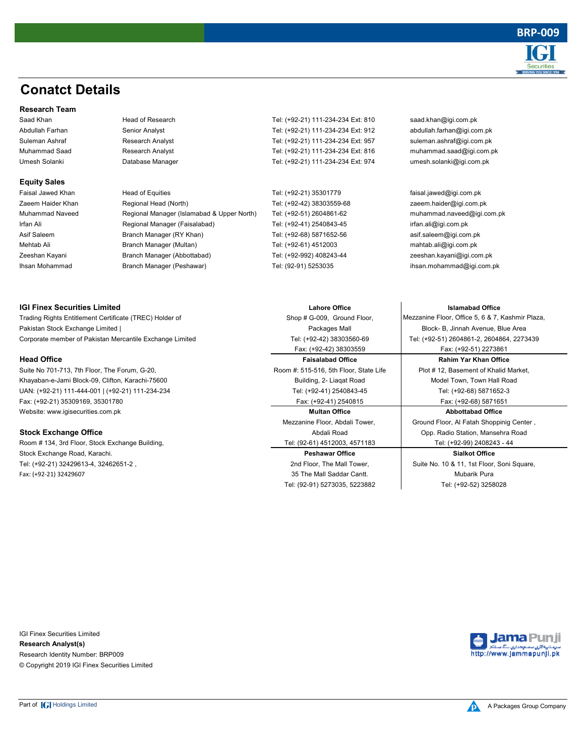# Conatct Details

## Research Team

| | | | |
|---|---|---|---|
| Saad Khan | Head of Research | Tel: (+92-21) 111-234-234 Ext: 810 | saad.khan@igi.com.pk |
| Abdullah Farhan | Senior Analyst | Tel: (+92-21) 111-234-234 Ext: 912 | abdullah.farhan@igi.com.pk |
| Suleman Ashraf | Research Analyst | Tel: (+92-21) 111-234-234 Ext: 957 | suleman.ashraf@igi.com.pk |
| Muhammad Saad | Research Analyst | Tel: (+92-21) 111-234-234 Ext: 816 | muhammad.saad@igi.com.pk |
| Umesh Solanki | Database Manager | Tel: (+92-21) 111-234-234 Ext: 974 | umesh.solanki@igi.com.pk |

## Equity Sales

| | | | |
|---|---|---|---|
| Faisal Jawed Khan | Head of Equities | Tel: (+92-21) 35301779 | faisal.jawed@igi.com.pk |
| Zaeem Haider Khan | Regional Head (North) | Tel: (+92-42) 38303559-68 | zaeem.haider@igi.com.pk |
| Muhammad Naveed | Regional Manager (Islamabad & Upper North) | Tel: (+92-51) 2604861-62 | muhammad.naveed@igi.com.pk |
| Irfan Ali | Regional Manager (Faisalabad) | Tel: (+92-41) 2540843-45 | irfan.ali@igi.com.pk |
| Asif Saleem | Branch Manager (RY Khan) | Tel: (+92-68) 5871652-56 | asif.saleem@igi.com.pk |
| Mehtab Ali | Branch Manager (Multan) | Tel: (+92-61) 4512003 | mahtab.ali@igi.com.pk |
| Zeeshan Kayani | Branch Manager (Abbottabad) | Tel: (+92-992) 408243-44 | zeeshan.kayani@igi.com.pk |
| Ihsan Mohammad | Branch Manager (Peshawar) | Tel: (92-91) 5253035 | ihsan.mohammad@igi.com.pk |

**IGI Finex Securities Limited**
Trading Rights Entitlement Certificate (TREC) Holder of Pakistan Stock Exchange Limited |
Corporate member of Pakistan Mercantile Exchange Limited

**Head Office**
Suite No 701-713, 7th Floor, The Forum, G-20,
Khayaban-e-Jami Block-09, Clifton, Karachi-75600
UAN: (+92-21) 111-444-001 | (+92-21) 111-234-234
Fax: (+92-21) 35309169, 35301780
Website: www.igisecurities.com.pk

**Stock Exchange Office**
Room # 134, 3rd Floor, Stock Exchange Building,
Stock Exchange Road, Karachi.
Tel: (+92-21) 32429613-4, 32462651-2 ,
Fax: (+92-21) 32429607

| | |
|---|---|
| **Lahore Office**<br>Shop # G-009, Ground Floor,<br>Packages Mall<br>Tel: (+92-42) 38303560-69<br>Fax: (+92-42) 38303559 | **Islamabad Office**<br>Mezzanine Floor, Office 5, 6 & 7, Kashmir Plaza,<br>Block- B, Jinnah Avenue, Blue Area<br>Tel: (+92-51) 2604861-2, 2604864, 2273439<br>Fax: (+92-51) 2273861 |
| **Faisalabad Office**<br>Room #: 515-516, 5th Floor, State Life<br>Building, 2- Liaqat Road<br>Tel: (+92-41) 2540843-45<br>Fax: (+92-41) 2540815 | **Rahim Yar Khan Office**<br>Plot # 12, Basement of Khalid Market,<br>Model Town, Town Hall Road<br>Tel: (+92-68) 5871652-3<br>Fax: (+92-68) 5871651 |
| **Multan Office**<br>Mezzanine Floor, Abdali Tower,<br>Abdali Road<br>Tel: (92-61) 4512003, 4571183 | **Abbottabad Office**<br>Ground Floor, Al Fatah Shoppinig Center ,<br>Opp. Radio Station, Mansehra Road<br>Tel: (+92-99) 2408243 - 44 |
| **Peshawar Office**<br>2nd Floor, The Mall Tower,<br>35 The Mall Saddar Cantt.<br>Tel: (92-91) 5273035, 5223882 | **Sialkot Office**<br>Suite No. 10 & 11, 1st Floor, Soni Square,<br>Mubarik Pura<br>Tel: (+92-52) 3258028 |

IGI Finex Securities Limited
**Research Analyst(s)**
Research Identity Number: BRP009
© Copyright 2019 IGI Finex Securities Limited

JamaPunji
http://www.jamapunji.pk

Part of IGI Holdings Limited

A Packages Group Company